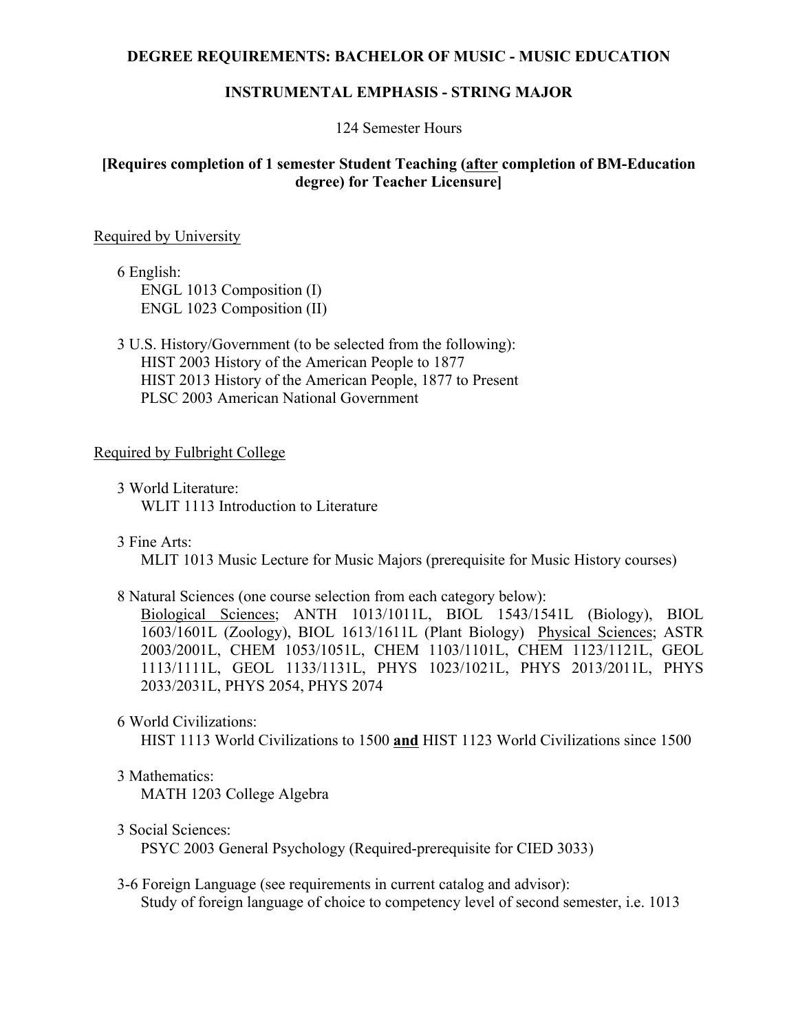# DEGREE REQUIREMENTS: BACHELOR OF MUSIC - MUSIC EDUCATION

## INSTRUMENTAL EMPHASIS - STRING MAJOR

124 Semester Hours

**[Requires completion of 1 semester Student Teaching (<u>after</u> completion of BM-Education degree) for Teacher Licensure]**

<u>Required by University</u>

6 English:
- ENGL 1013 Composition (I)
- ENGL 1023 Composition (II)

3 U.S. History/Government (to be selected from the following):
- HIST 2003 History of the American People to 1877
- HIST 2013 History of the American People, 1877 to Present
- PLSC 2003 American National Government

<u>Required by Fulbright College</u>

3 World Literature:
- WLIT 1113 Introduction to Literature

3 Fine Arts:
- MLIT 1013 Music Lecture for Music Majors (prerequisite for Music History courses)

8 Natural Sciences (one course selection from each category below):
<u>Biological Sciences</u>; ANTH 1013/1011L, BIOL 1543/1541L (Biology), BIOL 1603/1601L (Zoology), BIOL 1613/1611L (Plant Biology) <u>Physical Sciences</u>; ASTR 2003/2001L, CHEM 1053/1051L, CHEM 1103/1101L, CHEM 1123/1121L, GEOL 1113/1111L, GEOL 1133/1131L, PHYS 1023/1021L, PHYS 2013/2011L, PHYS 2033/2031L, PHYS 2054, PHYS 2074

6 World Civilizations:
- HIST 1113 World Civilizations to 1500 **<u>and</u>** HIST 1123 World Civilizations since 1500

3 Mathematics:
- MATH 1203 College Algebra

3 Social Sciences:
- PSYC 2003 General Psychology (Required-prerequisite for CIED 3033)

3-6 Foreign Language (see requirements in current catalog and advisor):
- Study of foreign language of choice to competency level of second semester, i.e. 1013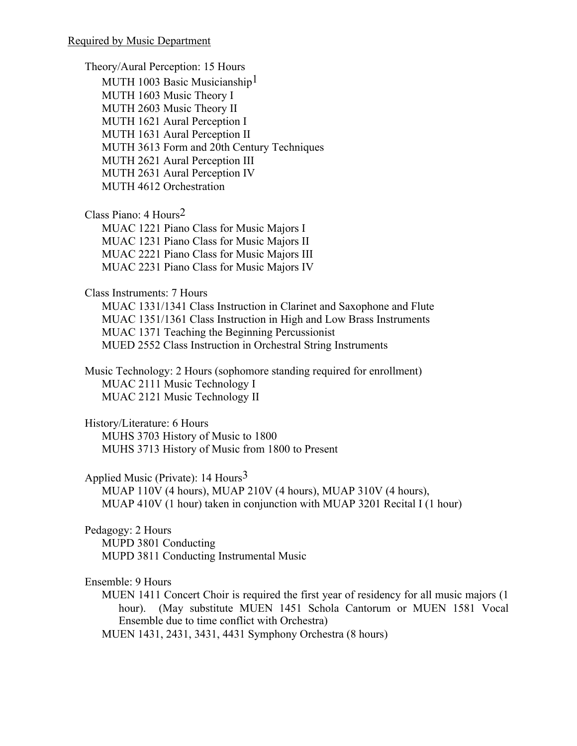Required by Music Department

Theory/Aural Perception: 15 Hours

- MUTH 1003 Basic Musicianship[1]
- MUTH 1603 Music Theory I
- MUTH 2603 Music Theory II
- MUTH 1621 Aural Perception I
- MUTH 1631 Aural Perception II
- MUTH 3613 Form and 20th Century Techniques
- MUTH 2621 Aural Perception III
- MUTH 2631 Aural Perception IV
- MUTH 4612 Orchestration

Class Piano: 4 Hours[2]

- MUAC 1221 Piano Class for Music Majors I
- MUAC 1231 Piano Class for Music Majors II
- MUAC 2221 Piano Class for Music Majors III
- MUAC 2231 Piano Class for Music Majors IV

Class Instruments: 7 Hours

- MUAC 1331/1341 Class Instruction in Clarinet and Saxophone and Flute
- MUAC 1351/1361 Class Instruction in High and Low Brass Instruments
- MUAC 1371 Teaching the Beginning Percussionist
- MUED 2552 Class Instruction in Orchestral String Instruments

Music Technology: 2 Hours (sophomore standing required for enrollment)

- MUAC 2111 Music Technology I
- MUAC 2121 Music Technology II

History/Literature: 6 Hours

- MUHS 3703 History of Music to 1800
- MUHS 3713 History of Music from 1800 to Present

Applied Music (Private): 14 Hours[3]

- MUAP 110V (4 hours), MUAP 210V (4 hours), MUAP 310V (4 hours), MUAP 410V (1 hour) taken in conjunction with MUAP 3201 Recital I (1 hour)

Pedagogy: 2 Hours

- MUPD 3801 Conducting
- MUPD 3811 Conducting Instrumental Music

Ensemble: 9 Hours

- MUEN 1411 Concert Choir is required the first year of residency for all music majors (1 hour). (May substitute MUEN 1451 Schola Cantorum or MUEN 1581 Vocal Ensemble due to time conflict with Orchestra)
- MUEN 1431, 2431, 3431, 4431 Symphony Orchestra (8 hours)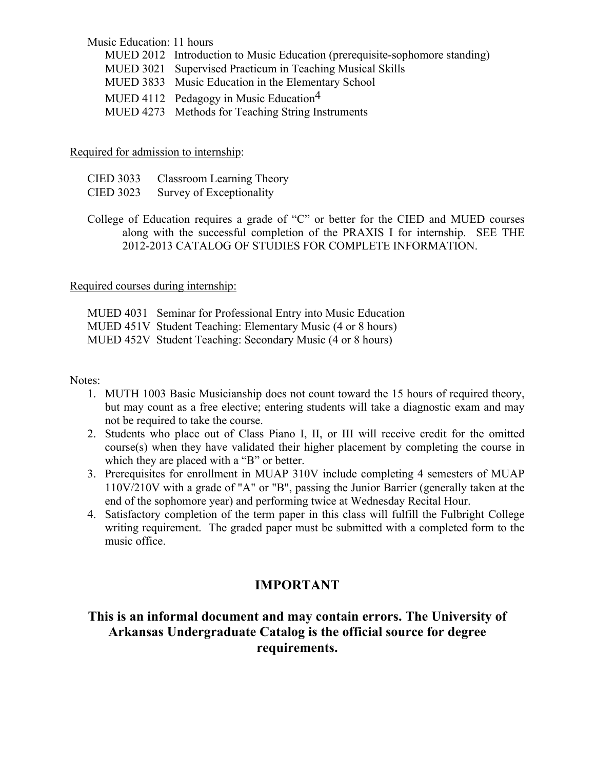Music Education: 11 hours

MUED 2012 Introduction to Music Education (prerequisite-sophomore standing)
MUED 3021 Supervised Practicum in Teaching Musical Skills
MUED 3833 Music Education in the Elementary School
MUED 4112 Pedagogy in Music Education[4]
MUED 4273 Methods for Teaching String Instruments

Required for admission to internship:

CIED 3033 Classroom Learning Theory
CIED 3023 Survey of Exceptionality

College of Education requires a grade of "C" or better for the CIED and MUED courses along with the successful completion of the PRAXIS I for internship. SEE THE 2012-2013 CATALOG OF STUDIES FOR COMPLETE INFORMATION.

Required courses during internship:

MUED 4031 Seminar for Professional Entry into Music Education
MUED 451V Student Teaching: Elementary Music (4 or 8 hours)
MUED 452V Student Teaching: Secondary Music (4 or 8 hours)

Notes:

1. MUTH 1003 Basic Musicianship does not count toward the 15 hours of required theory, but may count as a free elective; entering students will take a diagnostic exam and may not be required to take the course.
2. Students who place out of Class Piano I, II, or III will receive credit for the omitted course(s) when they have validated their higher placement by completing the course in which they are placed with a "B" or better.
3. Prerequisites for enrollment in MUAP 310V include completing 4 semesters of MUAP 110V/210V with a grade of "A" or "B", passing the Junior Barrier (generally taken at the end of the sophomore year) and performing twice at Wednesday Recital Hour.
4. Satisfactory completion of the term paper in this class will fulfill the Fulbright College writing requirement. The graded paper must be submitted with a completed form to the music office.

## IMPORTANT

**This is an informal document and may contain errors. The University of Arkansas Undergraduate Catalog is the official source for degree requirements.**